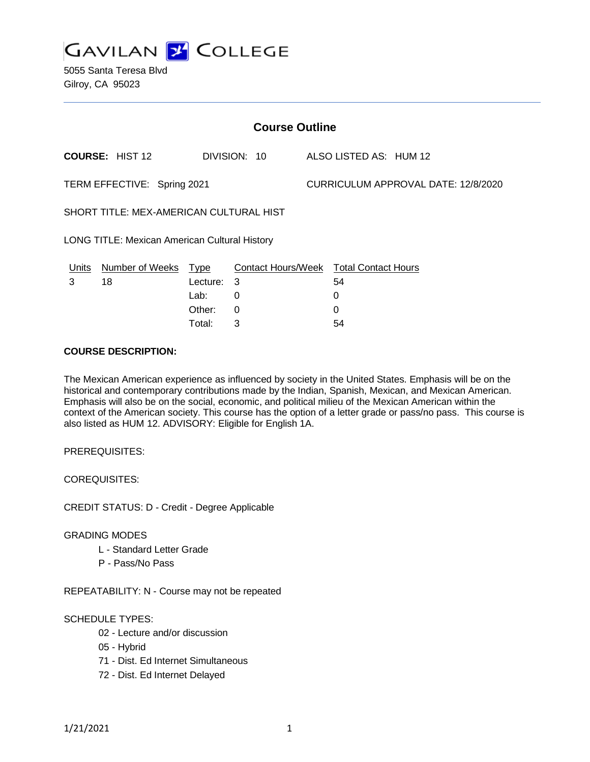# GAVILAN COLLEGE

5055 Santa Teresa Blvd
Gilroy, CA 95023

## Course Outline

**COURSE:** HIST 12 DIVISION: 10 ALSO LISTED AS: HUM 12

TERM EFFECTIVE: Spring 2021 CURRICULUM APPROVAL DATE: 12/8/2020

SHORT TITLE: MEX-AMERICAN CULTURAL HIST

LONG TITLE: Mexican American Cultural History

| Units | Number of Weeks | Type | Contact Hours/Week | Total Contact Hours |
|---|---|---|---|---|
| 3 | 18 | Lecture: | 3 | 54 |
| | | Lab: | 0 | 0 |
| | | Other: | 0 | 0 |
| | | Total: | 3 | 54 |

**COURSE DESCRIPTION:**

The Mexican American experience as influenced by society in the United States. Emphasis will be on the historical and contemporary contributions made by the Indian, Spanish, Mexican, and Mexican American. Emphasis will also be on the social, economic, and political milieu of the Mexican American within the context of the American society. This course has the option of a letter grade or pass/no pass. This course is also listed as HUM 12. ADVISORY: Eligible for English 1A.

PREREQUISITES:

COREQUISITES:

CREDIT STATUS: D - Credit - Degree Applicable

GRADING MODES

- L - Standard Letter Grade
- P - Pass/No Pass

REPEATABILITY: N - Course may not be repeated

SCHEDULE TYPES:

- 02 - Lecture and/or discussion
- 05 - Hybrid
- 71 - Dist. Ed Internet Simultaneous
- 72 - Dist. Ed Internet Delayed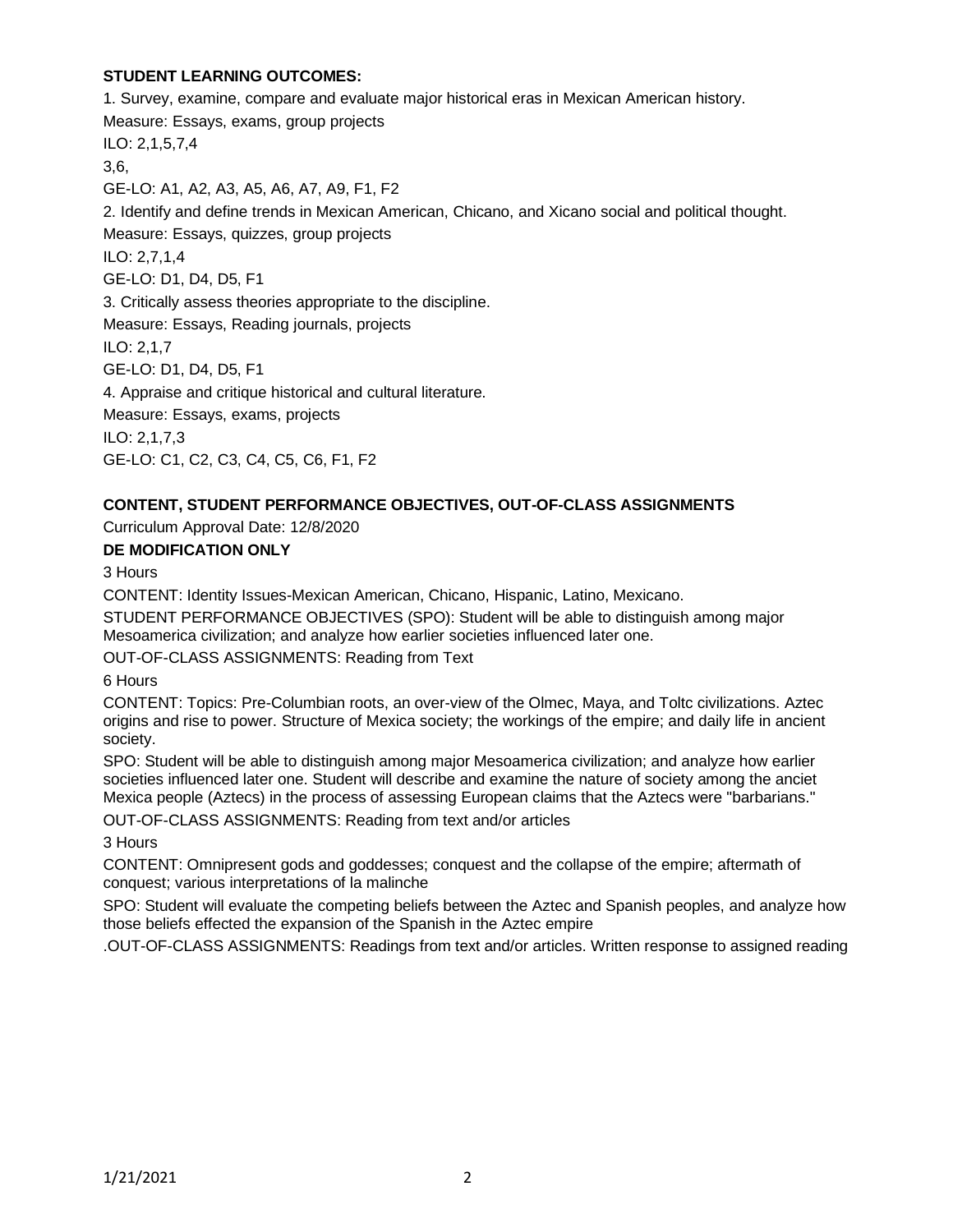**STUDENT LEARNING OUTCOMES:**

1. Survey, examine, compare and evaluate major historical eras in Mexican American history.

Measure: Essays, exams, group projects

ILO: 2,1,5,7,4

3,6,

GE-LO: A1, A2, A3, A5, A6, A7, A9, F1, F2

2. Identify and define trends in Mexican American, Chicano, and Xicano social and political thought.

Measure: Essays, quizzes, group projects

ILO: 2,7,1,4

GE-LO: D1, D4, D5, F1

3. Critically assess theories appropriate to the discipline.

Measure: Essays, Reading journals, projects

ILO: 2,1,7

GE-LO: D1, D4, D5, F1

4. Appraise and critique historical and cultural literature.

Measure: Essays, exams, projects

ILO: 2,1,7,3

GE-LO: C1, C2, C3, C4, C5, C6, F1, F2

**CONTENT, STUDENT PERFORMANCE OBJECTIVES, OUT-OF-CLASS ASSIGNMENTS**

Curriculum Approval Date: 12/8/2020

**DE MODIFICATION ONLY**

3 Hours

CONTENT: Identity Issues-Mexican American, Chicano, Hispanic, Latino, Mexicano.

STUDENT PERFORMANCE OBJECTIVES (SPO): Student will be able to distinguish among major Mesoamerica civilization; and analyze how earlier societies influenced later one.

OUT-OF-CLASS ASSIGNMENTS: Reading from Text

6 Hours

CONTENT: Topics: Pre-Columbian roots, an over-view of the Olmec, Maya, and Toltc civilizations. Aztec origins and rise to power. Structure of Mexica society; the workings of the empire; and daily life in ancient society.

SPO: Student will be able to distinguish among major Mesoamerica civilization; and analyze how earlier societies influenced later one. Student will describe and examine the nature of society among the anciet Mexica people (Aztecs) in the process of assessing European claims that the Aztecs were "barbarians."

OUT-OF-CLASS ASSIGNMENTS: Reading from text and/or articles

3 Hours

CONTENT: Omnipresent gods and goddesses; conquest and the collapse of the empire; aftermath of conquest; various interpretations of la malinche

SPO: Student will evaluate the competing beliefs between the Aztec and Spanish peoples, and analyze how those beliefs effected the expansion of the Spanish in the Aztec empire

.OUT-OF-CLASS ASSIGNMENTS: Readings from text and/or articles. Written response to assigned reading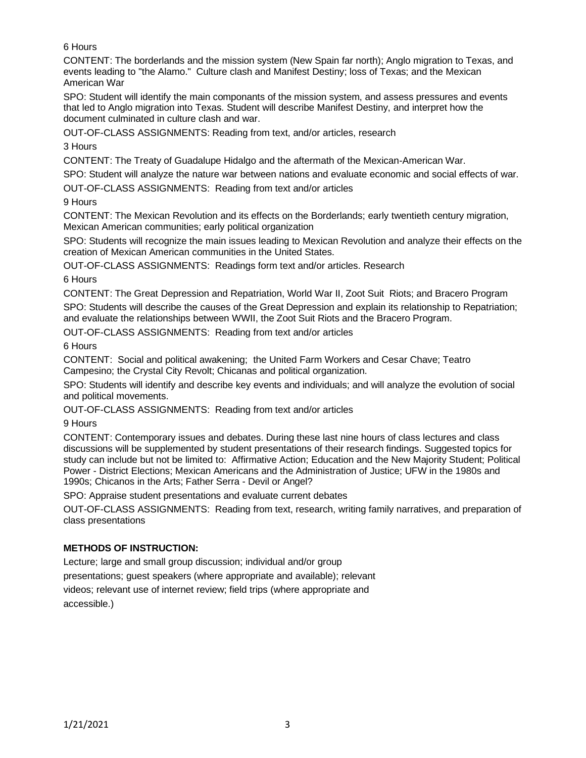6 Hours

CONTENT: The borderlands and the mission system (New Spain far north); Anglo migration to Texas, and events leading to "the Alamo." Culture clash and Manifest Destiny; loss of Texas; and the Mexican American War

SPO: Student will identify the main componants of the mission system, and assess pressures and events that led to Anglo migration into Texas. Student will describe Manifest Destiny, and interpret how the document culminated in culture clash and war.

OUT-OF-CLASS ASSIGNMENTS: Reading from text, and/or articles, research

3 Hours

CONTENT: The Treaty of Guadalupe Hidalgo and the aftermath of the Mexican-American War.

SPO: Student will analyze the nature war between nations and evaluate economic and social effects of war.

OUT-OF-CLASS ASSIGNMENTS: Reading from text and/or articles

9 Hours

CONTENT: The Mexican Revolution and its effects on the Borderlands; early twentieth century migration, Mexican American communities; early political organization

SPO: Students will recognize the main issues leading to Mexican Revolution and analyze their effects on the creation of Mexican American communities in the United States.

OUT-OF-CLASS ASSIGNMENTS: Readings form text and/or articles. Research

6 Hours

CONTENT: The Great Depression and Repatriation, World War II, Zoot Suit Riots; and Bracero Program

SPO: Students will describe the causes of the Great Depression and explain its relationship to Repatriation; and evaluate the relationships between WWII, the Zoot Suit Riots and the Bracero Program.

OUT-OF-CLASS ASSIGNMENTS: Reading from text and/or articles

6 Hours

CONTENT: Social and political awakening; the United Farm Workers and Cesar Chave; Teatro Campesino; the Crystal City Revolt; Chicanas and political organization.

SPO: Students will identify and describe key events and individuals; and will analyze the evolution of social and political movements.

OUT-OF-CLASS ASSIGNMENTS: Reading from text and/or articles

9 Hours

CONTENT: Contemporary issues and debates. During these last nine hours of class lectures and class discussions will be supplemented by student presentations of their research findings. Suggested topics for study can include but not be limited to: Affirmative Action; Education and the New Majority Student; Political Power - District Elections; Mexican Americans and the Administration of Justice; UFW in the 1980s and 1990s; Chicanos in the Arts; Father Serra - Devil or Angel?

SPO: Appraise student presentations and evaluate current debates

OUT-OF-CLASS ASSIGNMENTS: Reading from text, research, writing family narratives, and preparation of class presentations

**METHODS OF INSTRUCTION:**

Lecture; large and small group discussion; individual and/or group presentations; guest speakers (where appropriate and available); relevant videos; relevant use of internet review; field trips (where appropriate and accessible.)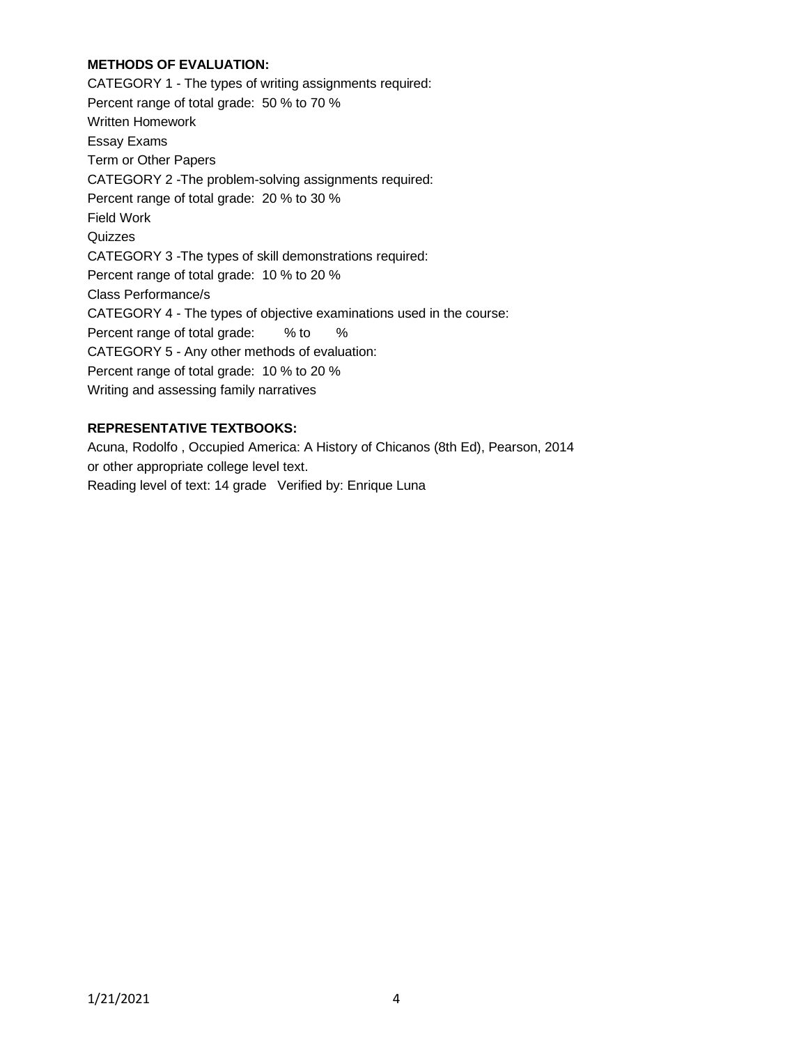**METHODS OF EVALUATION:**

CATEGORY 1 - The types of writing assignments required:

Percent range of total grade: 50 % to 70 %

Written Homework

Essay Exams

Term or Other Papers

CATEGORY 2 -The problem-solving assignments required:

Percent range of total grade: 20 % to 30 %

Field Work

Quizzes

CATEGORY 3 -The types of skill demonstrations required:

Percent range of total grade: 10 % to 20 %

Class Performance/s

CATEGORY 4 - The types of objective examinations used in the course:

Percent range of total grade: % to %

CATEGORY 5 - Any other methods of evaluation:

Percent range of total grade: 10 % to 20 %

Writing and assessing family narratives

**REPRESENTATIVE TEXTBOOKS:**

Acuna, Rodolfo , Occupied America: A History of Chicanos (8th Ed), Pearson, 2014

or other appropriate college level text.

Reading level of text: 14 grade Verified by: Enrique Luna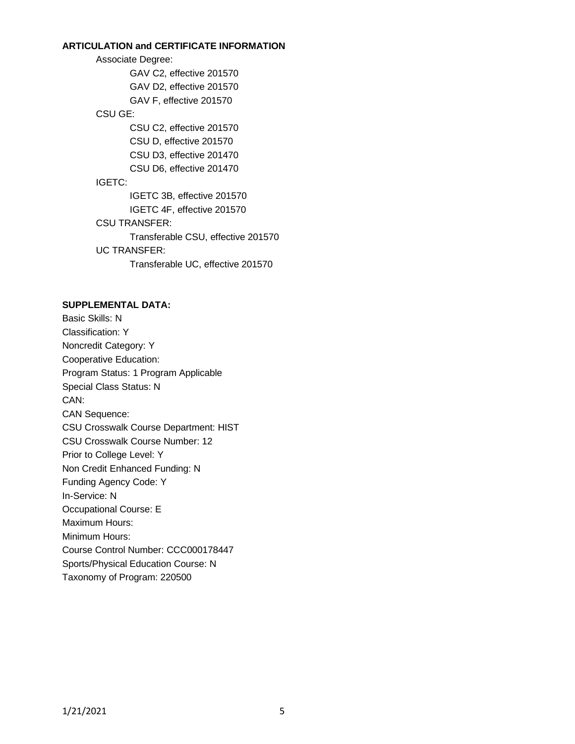**ARTICULATION and CERTIFICATE INFORMATION**

Associate Degree:

- GAV C2, effective 201570
- GAV D2, effective 201570
- GAV F, effective 201570

CSU GE:

- CSU C2, effective 201570
- CSU D, effective 201570
- CSU D3, effective 201470
- CSU D6, effective 201470

IGETC:

- IGETC 3B, effective 201570
- IGETC 4F, effective 201570

CSU TRANSFER:

- Transferable CSU, effective 201570

UC TRANSFER:

- Transferable UC, effective 201570

**SUPPLEMENTAL DATA:**

Basic Skills: N
Classification: Y
Noncredit Category: Y
Cooperative Education:
Program Status: 1 Program Applicable
Special Class Status: N
CAN:
CAN Sequence:
CSU Crosswalk Course Department: HIST
CSU Crosswalk Course Number: 12
Prior to College Level: Y
Non Credit Enhanced Funding: N
Funding Agency Code: Y
In-Service: N
Occupational Course: E
Maximum Hours:
Minimum Hours:
Course Control Number: CCC000178447
Sports/Physical Education Course: N
Taxonomy of Program: 220500